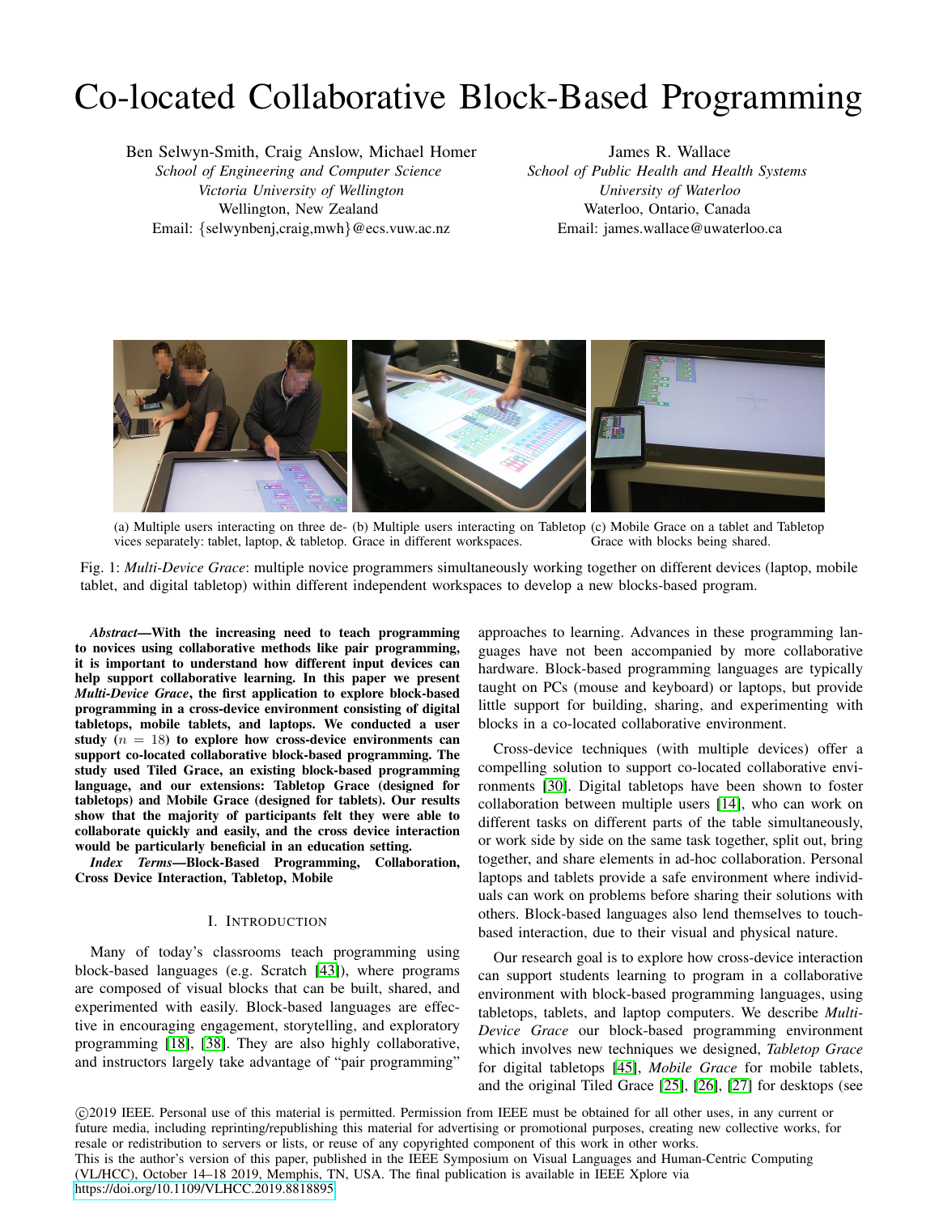# Co-located Collaborative Block-Based Programming

Ben Selwyn-Smith, Craig Anslow, Michael Homer
*School of Engineering and Computer Science*
*Victoria University of Wellington*
Wellington, New Zealand
Email: {selwynbenj,craig,mwh}@ecs.vuw.ac.nz

James R. Wallace
*School of Public Health and Health Systems*
*University of Waterloo*
Waterloo, Ontario, Canada
Email: james.wallace@uwaterloo.ca

(a) Multiple users interacting on three devices separately: tablet, laptop, & tabletop. (b) Multiple users interacting on Tabletop Grace in different workspaces. (c) Mobile Grace on a tablet and Tabletop Grace with blocks being shared.

Fig. 1: *Multi-Device Grace*: multiple novice programmers simultaneously working together on different devices (laptop, mobile tablet, and digital tabletop) within different independent workspaces to develop a new blocks-based program.

***Abstract*—With the increasing need to teach programming to novices using collaborative methods like pair programming, it is important to understand how different input devices can help support collaborative learning. In this paper we present *Multi-Device Grace*, the first application to explore block-based programming in a cross-device environment consisting of digital tabletops, mobile tablets, and laptops. We conducted a user study ($n = 18$) to explore how cross-device environments can support co-located collaborative block-based programming. The study used Tiled Grace, an existing block-based programming language, and our extensions: Tabletop Grace (designed for tabletops) and Mobile Grace (designed for tablets). Our results show that the majority of participants felt they were able to collaborate quickly and easily, and the cross device interaction would be particularly beneficial in an education setting.**

***Index Terms*—Block-Based Programming, Collaboration, Cross Device Interaction, Tabletop, Mobile**

## I. Introduction

Many of today's classrooms teach programming using block-based languages (e.g. Scratch [43]), where programs are composed of visual blocks that can be built, shared, and experimented with easily. Block-based languages are effective in encouraging engagement, storytelling, and exploratory programming [18], [38]. They are also highly collaborative, and instructors largely take advantage of "pair programming" approaches to learning. Advances in these programming languages have not been accompanied by more collaborative hardware. Block-based programming languages are typically taught on PCs (mouse and keyboard) or laptops, but provide little support for building, sharing, and experimenting with blocks in a co-located collaborative environment.

Cross-device techniques (with multiple devices) offer a compelling solution to support co-located collaborative environments [30]. Digital tabletops have been shown to foster collaboration between multiple users [14], who can work on different tasks on different parts of the table simultaneously, or work side by side on the same task together, split out, bring together, and share elements in ad-hoc collaboration. Personal laptops and tablets provide a safe environment where individuals can work on problems before sharing their solutions with others. Block-based languages also lend themselves to touch-based interaction, due to their visual and physical nature.

Our research goal is to explore how cross-device interaction can support students learning to program in a collaborative environment with block-based programming languages, using tabletops, tablets, and laptop computers. We describe *Multi-Device Grace* our block-based programming environment which involves new techniques we designed, *Tabletop Grace* for digital tabletops [45], *Mobile Grace* for mobile tablets, and the original Tiled Grace [25], [26], [27] for desktops (see

©2019 IEEE. Personal use of this material is permitted. Permission from IEEE must be obtained for all other uses, in any current or future media, including reprinting/republishing this material for advertising or promotional purposes, creating new collective works, for resale or redistribution to servers or lists, or reuse of any copyrighted component of this work in other works.
This is the author's version of this paper, published in the IEEE Symposium on Visual Languages and Human-Centric Computing (VL/HCC), October 14–18 2019, Memphis, TN, USA. The final publication is available in IEEE Xplore via https://doi.org/10.1109/VLHCC.2019.8818895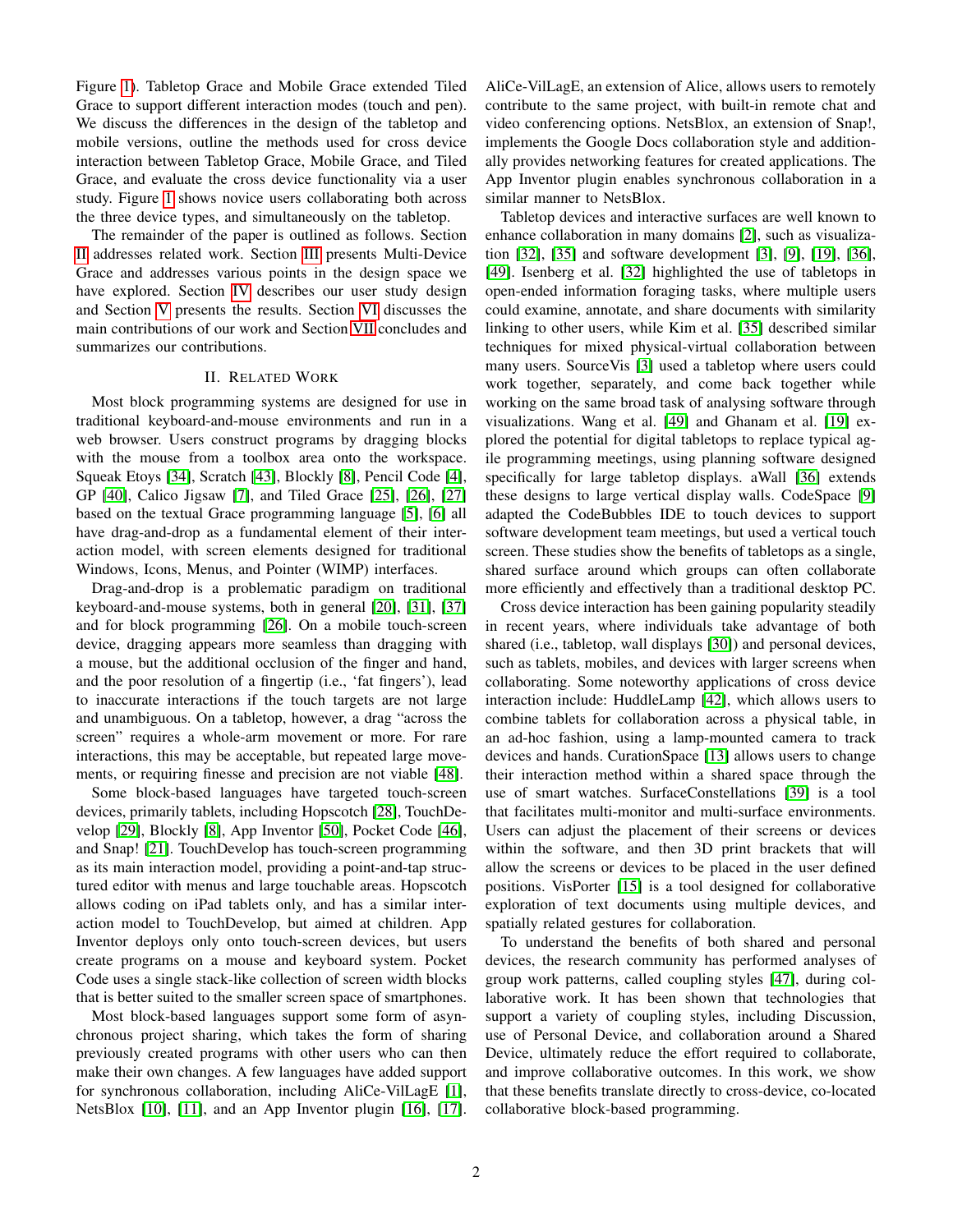Figure 1). Tabletop Grace and Mobile Grace extended Tiled Grace to support different interaction modes (touch and pen). We discuss the differences in the design of the tabletop and mobile versions, outline the methods used for cross device interaction between Tabletop Grace, Mobile Grace, and Tiled Grace, and evaluate the cross device functionality via a user study. Figure 1 shows novice users collaborating both across the three device types, and simultaneously on the tabletop.

The remainder of the paper is outlined as follows. Section II addresses related work. Section III presents Multi-Device Grace and addresses various points in the design space we have explored. Section IV describes our user study design and Section V presents the results. Section VI discusses the main contributions of our work and Section VII concludes and summarizes our contributions.

## II. Related Work

Most block programming systems are designed for use in traditional keyboard-and-mouse environments and run in a web browser. Users construct programs by dragging blocks with the mouse from a toolbox area onto the workspace. Squeak Etoys [34], Scratch [43], Blockly [8], Pencil Code [4], GP [40], Calico Jigsaw [7], and Tiled Grace [25], [26], [27] based on the textual Grace programming language [5], [6] all have drag-and-drop as a fundamental element of their interaction model, with screen elements designed for traditional Windows, Icons, Menus, and Pointer (WIMP) interfaces.

Drag-and-drop is a problematic paradigm on traditional keyboard-and-mouse systems, both in general [20], [31], [37] and for block programming [26]. On a mobile touch-screen device, dragging appears more seamless than dragging with a mouse, but the additional occlusion of the finger and hand, and the poor resolution of a fingertip (i.e., 'fat fingers'), lead to inaccurate interactions if the touch targets are not large and unambiguous. On a tabletop, however, a drag "across the screen" requires a whole-arm movement or more. For rare interactions, this may be acceptable, but repeated large movements, or requiring finesse and precision are not viable [48].

Some block-based languages have targeted touch-screen devices, primarily tablets, including Hopscotch [28], TouchDevelop [29], Blockly [8], App Inventor [50], Pocket Code [46], and Snap! [21]. TouchDevelop has touch-screen programming as its main interaction model, providing a point-and-tap structured editor with menus and large touchable areas. Hopscotch allows coding on iPad tablets only, and has a similar interaction model to TouchDevelop, but aimed at children. App Inventor deploys only onto touch-screen devices, but users create programs on a mouse and keyboard system. Pocket Code uses a single stack-like collection of screen width blocks that is better suited to the smaller screen space of smartphones.

Most block-based languages support some form of asynchronous project sharing, which takes the form of sharing previously created programs with other users who can then make their own changes. A few languages have added support for synchronous collaboration, including AliCe-VilLagE [1], NetsBlox [10], [11], and an App Inventor plugin [16], [17]. AliCe-VilLagE, an extension of Alice, allows users to remotely contribute to the same project, with built-in remote chat and video conferencing options. NetsBlox, an extension of Snap!, implements the Google Docs collaboration style and additionally provides networking features for created applications. The App Inventor plugin enables synchronous collaboration in a similar manner to NetsBlox.

Tabletop devices and interactive surfaces are well known to enhance collaboration in many domains [2], such as visualization [32], [35] and software development [3], [9], [19], [36], [49]. Isenberg et al. [32] highlighted the use of tabletops in open-ended information foraging tasks, where multiple users could examine, annotate, and share documents with similarity linking to other users, while Kim et al. [35] described similar techniques for mixed physical-virtual collaboration between many users. SourceVis [3] used a tabletop where users could work together, separately, and come back together while working on the same broad task of analysing software through visualizations. Wang et al. [49] and Ghanam et al. [19] explored the potential for digital tabletops to replace typical agile programming meetings, using planning software designed specifically for large tabletop displays. aWall [36] extends these designs to large vertical display walls. CodeSpace [9] adapted the CodeBubbles IDE to touch devices to support software development team meetings, but used a vertical touch screen. These studies show the benefits of tabletops as a single, shared surface around which groups can often collaborate more efficiently and effectively than a traditional desktop PC.

Cross device interaction has been gaining popularity steadily in recent years, where individuals take advantage of both shared (i.e., tabletop, wall displays [30]) and personal devices, such as tablets, mobiles, and devices with larger screens when collaborating. Some noteworthy applications of cross device interaction include: HuddleLamp [42], which allows users to combine tablets for collaboration across a physical table, in an ad-hoc fashion, using a lamp-mounted camera to track devices and hands. CurationSpace [13] allows users to change their interaction method within a shared space through the use of smart watches. SurfaceConstellations [39] is a tool that facilitates multi-monitor and multi-surface environments. Users can adjust the placement of their screens or devices within the software, and then 3D print brackets that will allow the screens or devices to be placed in the user defined positions. VisPorter [15] is a tool designed for collaborative exploration of text documents using multiple devices, and spatially related gestures for collaboration.

To understand the benefits of both shared and personal devices, the research community has performed analyses of group work patterns, called coupling styles [47], during collaborative work. It has been shown that technologies that support a variety of coupling styles, including Discussion, use of Personal Device, and collaboration around a Shared Device, ultimately reduce the effort required to collaborate, and improve collaborative outcomes. In this work, we show that these benefits translate directly to cross-device, co-located collaborative block-based programming.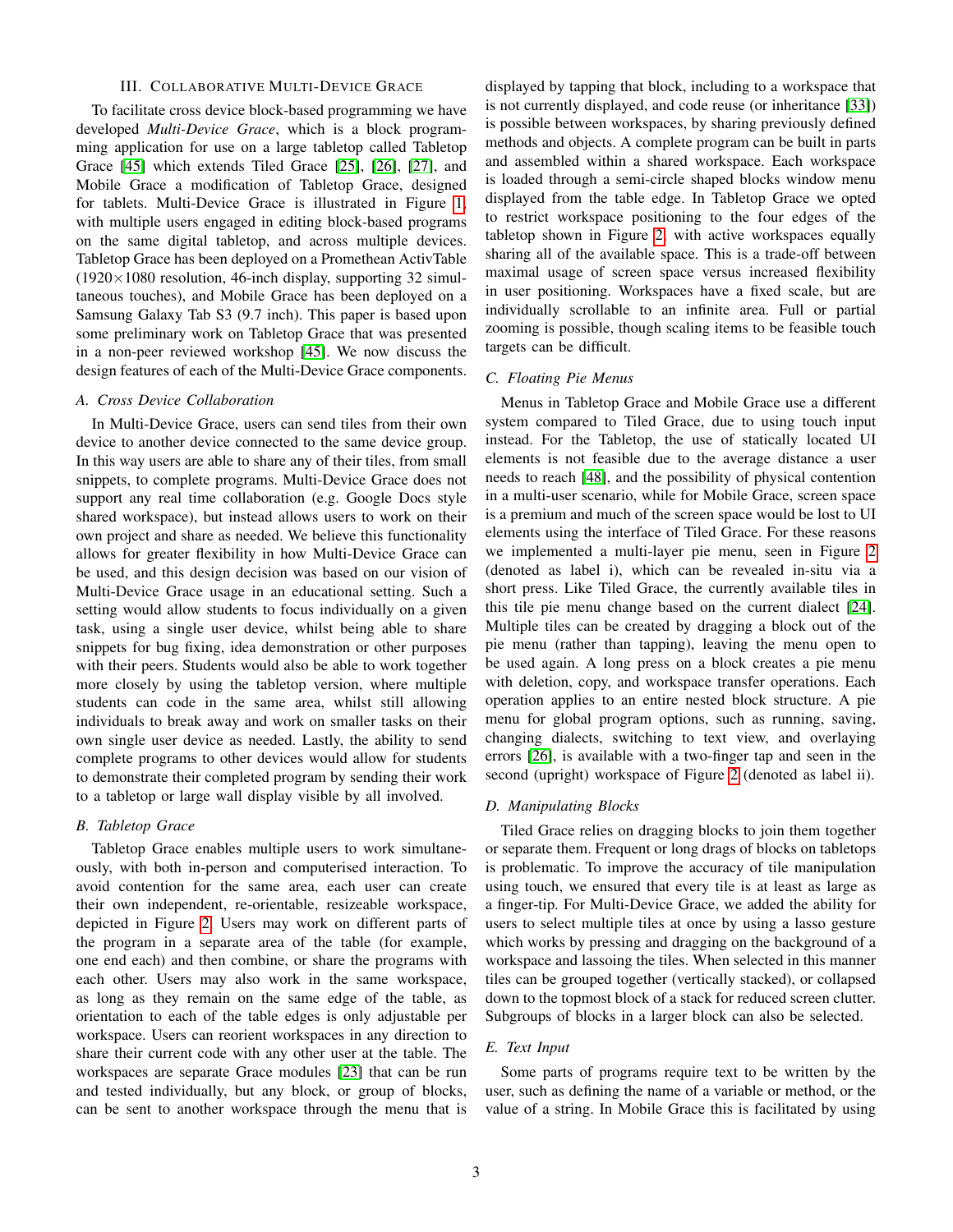## III. Collaborative Multi-Device Grace

To facilitate cross device block-based programming we have developed *Multi-Device Grace*, which is a block programming application for use on a large tabletop called Tabletop Grace [45] which extends Tiled Grace [25], [26], [27], and Mobile Grace a modification of Tabletop Grace, designed for tablets. Multi-Device Grace is illustrated in Figure 1, with multiple users engaged in editing block-based programs on the same digital tabletop, and across multiple devices. Tabletop Grace has been deployed on a Promethean ActivTable (1920×1080 resolution, 46-inch display, supporting 32 simultaneous touches), and Mobile Grace has been deployed on a Samsung Galaxy Tab S3 (9.7 inch). This paper is based upon some preliminary work on Tabletop Grace that was presented in a non-peer reviewed workshop [45]. We now discuss the design features of each of the Multi-Device Grace components.

### A. Cross Device Collaboration

In Multi-Device Grace, users can send tiles from their own device to another device connected to the same device group. In this way users are able to share any of their tiles, from small snippets, to complete programs. Multi-Device Grace does not support any real time collaboration (e.g. Google Docs style shared workspace), but instead allows users to work on their own project and share as needed. We believe this functionality allows for greater flexibility in how Multi-Device Grace can be used, and this design decision was based on our vision of Multi-Device Grace usage in an educational setting. Such a setting would allow students to focus individually on a given task, using a single user device, whilst being able to share snippets for bug fixing, idea demonstration or other purposes with their peers. Students would also be able to work together more closely by using the tabletop version, where multiple students can code in the same area, whilst still allowing individuals to break away and work on smaller tasks on their own single user device as needed. Lastly, the ability to send complete programs to other devices would allow for students to demonstrate their completed program by sending their work to a tabletop or large wall display visible by all involved.

### B. Tabletop Grace

Tabletop Grace enables multiple users to work simultaneously, with both in-person and computerised interaction. To avoid contention for the same area, each user can create their own independent, re-orientable, resizeable workspace, depicted in Figure 2. Users may work on different parts of the program in a separate area of the table (for example, one end each) and then combine, or share the programs with each other. Users may also work in the same workspace, as long as they remain on the same edge of the table, as orientation to each of the table edges is only adjustable per workspace. Users can reorient workspaces in any direction to share their current code with any other user at the table. The workspaces are separate Grace modules [23] that can be run and tested individually, but any block, or group of blocks, can be sent to another workspace through the menu that is displayed by tapping that block, including to a workspace that is not currently displayed, and code reuse (or inheritance [33]) is possible between workspaces, by sharing previously defined methods and objects. A complete program can be built in parts and assembled within a shared workspace. Each workspace is loaded through a semi-circle shaped blocks window menu displayed from the table edge. In Tabletop Grace we opted to restrict workspace positioning to the four edges of the tabletop shown in Figure 2, with active workspaces equally sharing all of the available space. This is a trade-off between maximal usage of screen space versus increased flexibility in user positioning. Workspaces have a fixed scale, but are individually scrollable to an infinite area. Full or partial zooming is possible, though scaling items to be feasible touch targets can be difficult.

### C. Floating Pie Menus

Menus in Tabletop Grace and Mobile Grace use a different system compared to Tiled Grace, due to using touch input instead. For the Tabletop, the use of statically located UI elements is not feasible due to the average distance a user needs to reach [48], and the possibility of physical contention in a multi-user scenario, while for Mobile Grace, screen space is a premium and much of the screen space would be lost to UI elements using the interface of Tiled Grace. For these reasons we implemented a multi-layer pie menu, seen in Figure 2 (denoted as label i), which can be revealed in-situ via a short press. Like Tiled Grace, the currently available tiles in this tile pie menu change based on the current dialect [24]. Multiple tiles can be created by dragging a block out of the pie menu (rather than tapping), leaving the menu open to be used again. A long press on a block creates a pie menu with deletion, copy, and workspace transfer operations. Each operation applies to an entire nested block structure. A pie menu for global program options, such as running, saving, changing dialects, switching to text view, and overlaying errors [26], is available with a two-finger tap and seen in the second (upright) workspace of Figure 2 (denoted as label ii).

### D. Manipulating Blocks

Tiled Grace relies on dragging blocks to join them together or separate them. Frequent or long drags of blocks on tabletops is problematic. To improve the accuracy of tile manipulation using touch, we ensured that every tile is at least as large as a finger-tip. For Multi-Device Grace, we added the ability for users to select multiple tiles at once by using a lasso gesture which works by pressing and dragging on the background of a workspace and lassoing the tiles. When selected in this manner tiles can be grouped together (vertically stacked), or collapsed down to the topmost block of a stack for reduced screen clutter. Subgroups of blocks in a larger block can also be selected.

### E. Text Input

Some parts of programs require text to be written by the user, such as defining the name of a variable or method, or the value of a string. In Mobile Grace this is facilitated by using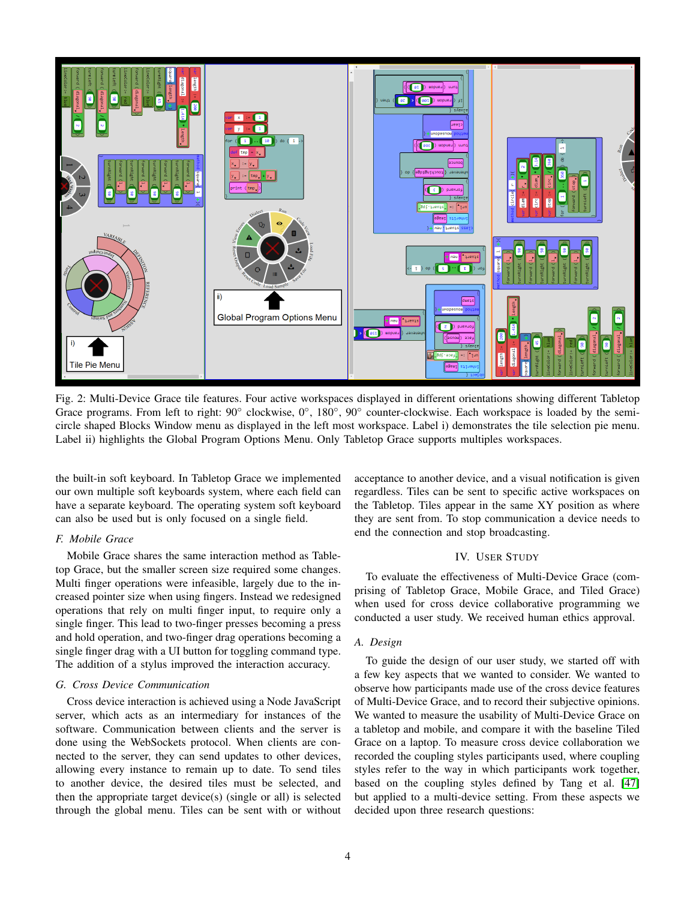Fig. 2: Multi-Device Grace tile features. Four active workspaces displayed in different orientations showing different Tabletop Grace programs. From left to right: 90° clockwise, 0°, 180°, 90° counter-clockwise. Each workspace is loaded by the semi-circle shaped Blocks Window menu as displayed in the left most workspace. Label i) demonstrates the tile selection pie menu. Label ii) highlights the Global Program Options Menu. Only Tabletop Grace supports multiples workspaces.

the built-in soft keyboard. In Tabletop Grace we implemented our own multiple soft keyboards system, where each field can have a separate keyboard. The operating system soft keyboard can also be used but is only focused on a single field.

### F. Mobile Grace

Mobile Grace shares the same interaction method as Tabletop Grace, but the smaller screen size required some changes. Multi finger operations were infeasible, largely due to the increased pointer size when using fingers. Instead we redesigned operations that rely on multi finger input, to require only a single finger. This lead to two-finger presses becoming a press and hold operation, and two-finger drag operations becoming a single finger drag with a UI button for toggling command type. The addition of a stylus improved the interaction accuracy.

### G. Cross Device Communication

Cross device interaction is achieved using a Node JavaScript server, which acts as an intermediary for instances of the software. Communication between clients and the server is done using the WebSockets protocol. When clients are connected to the server, they can send updates to other devices, allowing every instance to remain up to date. To send tiles to another device, the desired tiles must be selected, and then the appropriate target device(s) (single or all) is selected through the global menu. Tiles can be sent with or without acceptance to another device, and a visual notification is given regardless. Tiles can be sent to specific active workspaces on the Tabletop. Tiles appear in the same XY position as where they are sent from. To stop communication a device needs to end the connection and stop broadcasting.

## IV. User Study

To evaluate the effectiveness of Multi-Device Grace (comprising of Tabletop Grace, Mobile Grace, and Tiled Grace) when used for cross device collaborative programming we conducted a user study. We received human ethics approval.

### A. Design

To guide the design of our user study, we started off with a few key aspects that we wanted to consider. We wanted to observe how participants made use of the cross device features of Multi-Device Grace, and to record their subjective opinions. We wanted to measure the usability of Multi-Device Grace on a tabletop and mobile, and compare it with the baseline Tiled Grace on a laptop. To measure cross device collaboration we recorded the coupling styles participants used, where coupling styles refer to the way in which participants work together, based on the coupling styles defined by Tang et al. [47] but applied to a multi-device setting. From these aspects we decided upon three research questions: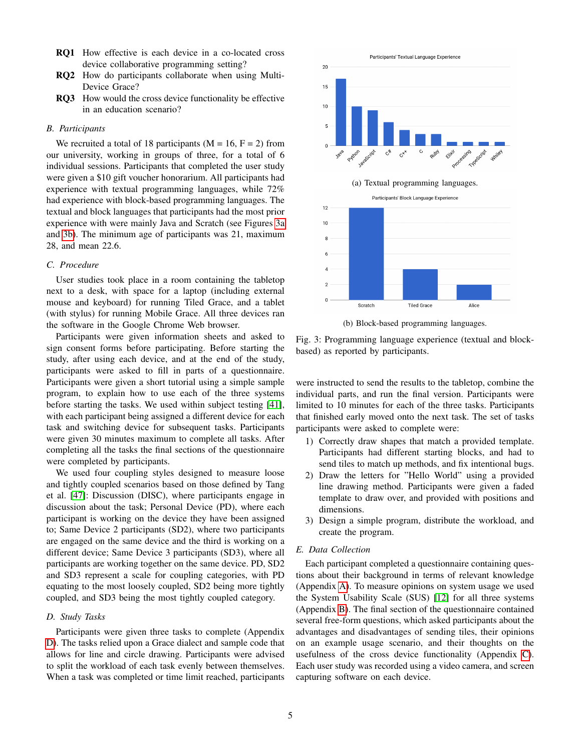**RQ1** How effective is each device in a co-located cross device collaborative programming setting?

**RQ2** How do participants collaborate when using Multi-Device Grace?

**RQ3** How would the cross device functionality be effective in an education scenario?

### B. Participants

We recruited a total of 18 participants (M = 16, F = 2) from our university, working in groups of three, for a total of 6 individual sessions. Participants that completed the user study were given a $10 gift voucher honorarium. All participants had experience with textual programming languages, while 72% had experience with block-based programming languages. The textual and block languages that participants had the most prior experience with were mainly Java and Scratch (see Figures 3a and 3b). The minimum age of participants was 21, maximum 28, and mean 22.6.

### C. Procedure

User studies took place in a room containing the tabletop next to a desk, with space for a laptop (including external mouse and keyboard) for running Tiled Grace, and a tablet (with stylus) for running Mobile Grace. All three devices ran the software in the Google Chrome Web browser.

Participants were given information sheets and asked to sign consent forms before participating. Before starting the study, after using each device, and at the end of the study, participants were asked to fill in parts of a questionnaire. Participants were given a short tutorial using a simple sample program, to explain how to use each of the three systems before starting the tasks. We used within subject testing [41], with each participant being assigned a different device for each task and switching device for subsequent tasks. Participants were given 30 minutes maximum to complete all tasks. After completing all the tasks the final sections of the questionnaire were completed by participants.

We used four coupling styles designed to measure loose and tightly coupled scenarios based on those defined by Tang et al. [47]: Discussion (DISC), where participants engage in discussion about the task; Personal Device (PD), where each participant is working on the device they have been assigned to; Same Device 2 participants (SD2), where two participants are engaged on the same device and the third is working on a different device; Same Device 3 participants (SD3), where all participants are working together on the same device. PD, SD2 and SD3 represent a scale for coupling categories, with PD equating to the most loosely coupled, SD2 being more tightly coupled, and SD3 being the most tightly coupled category.

### D. Study Tasks

Participants were given three tasks to complete (Appendix D). The tasks relied upon a Grace dialect and sample code that allows for line and circle drawing. Participants were advised to split the workload of each task evenly between themselves. When a task was completed or time limit reached, participants were instructed to send the results to the tabletop, combine the individual parts, and run the final version. Participants were limited to 10 minutes for each of the three tasks. Participants that finished early moved onto the next task. The set of tasks participants were asked to complete were:

1) Correctly draw shapes that match a provided template. Participants had different starting blocks, and had to send tiles to match up methods, and fix intentional bugs.
2) Draw the letters for "Hello World" using a provided line drawing method. Participants were given a faded template to draw over, and provided with positions and dimensions.
3) Design a simple program, distribute the workload, and create the program.

(a) Textual programming languages.

(b) Block-based programming languages.

Fig. 3: Programming language experience (textual and block-based) as reported by participants.

### E. Data Collection

Each participant completed a questionnaire containing questions about their background in terms of relevant knowledge (Appendix A). To measure opinions on system usage we used the System Usability Scale (SUS) [12] for all three systems (Appendix B). The final section of the questionnaire contained several free-form questions, which asked participants about the advantages and disadvantages of sending tiles, their opinions on an example usage scenario, and their thoughts on the usefulness of the cross device functionality (Appendix C). Each user study was recorded using a video camera, and screen capturing software on each device.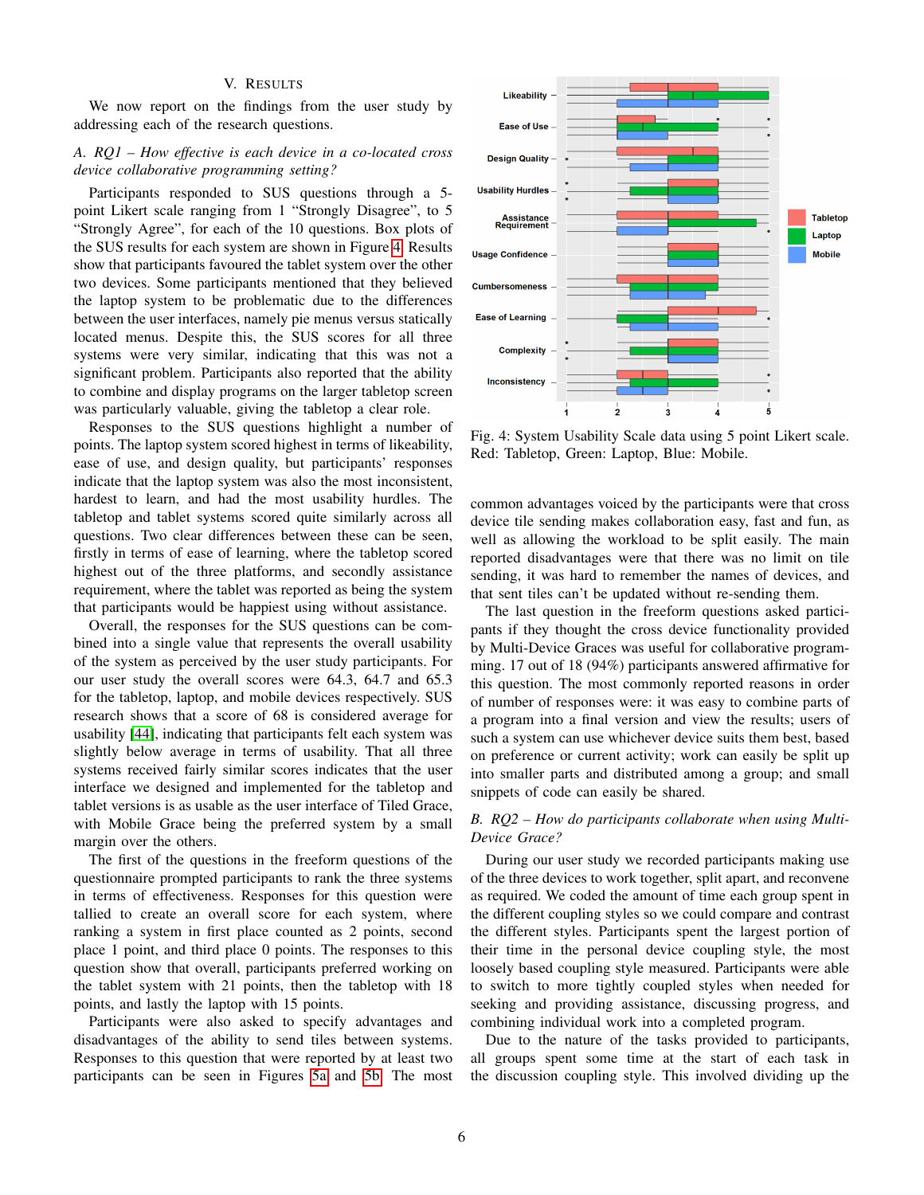## V. Results

We now report on the findings from the user study by addressing each of the research questions.

### A. RQ1 – How effective is each device in a co-located cross device collaborative programming setting?

Participants responded to SUS questions through a 5-point Likert scale ranging from 1 “Strongly Disagree”, to 5 “Strongly Agree”, for each of the 10 questions. Box plots of the SUS results for each system are shown in Figure 4. Results show that participants favoured the tablet system over the other two devices. Some participants mentioned that they believed the laptop system to be problematic due to the differences between the user interfaces, namely pie menus versus statically located menus. Despite this, the SUS scores for all three systems were very similar, indicating that this was not a significant problem. Participants also reported that the ability to combine and display programs on the larger tabletop screen was particularly valuable, giving the tabletop a clear role.

Responses to the SUS questions highlight a number of points. The laptop system scored highest in terms of likeability, ease of use, and design quality, but participants' responses indicate that the laptop system was also the most inconsistent, hardest to learn, and had the most usability hurdles. The tabletop and tablet systems scored quite similarly across all questions. Two clear differences between these can be seen, firstly in terms of ease of learning, where the tabletop scored highest out of the three platforms, and secondly assistance requirement, where the tablet was reported as being the system that participants would be happiest using without assistance.

Overall, the responses for the SUS questions can be combined into a single value that represents the overall usability of the system as perceived by the user study participants. For our user study the overall scores were 64.3, 64.7 and 65.3 for the tabletop, laptop, and mobile devices respectively. SUS research shows that a score of 68 is considered average for usability [44], indicating that participants felt each system was slightly below average in terms of usability. That all three systems received fairly similar scores indicates that the user interface we designed and implemented for the tabletop and tablet versions is as usable as the user interface of Tiled Grace, with Mobile Grace being the preferred system by a small margin over the others.

The first of the questions in the freeform questions of the questionnaire prompted participants to rank the three systems in terms of effectiveness. Responses for this question were tallied to create an overall score for each system, where ranking a system in first place counted as 2 points, second place 1 point, and third place 0 points. The responses to this question show that overall, participants preferred working on the tablet system with 21 points, then the tabletop with 18 points, and lastly the laptop with 15 points.

Participants were also asked to specify advantages and disadvantages of the ability to send tiles between systems. Responses to this question that were reported by at least two participants can be seen in Figures 5a and 5b. The most common advantages voiced by the participants were that cross device tile sending makes collaboration easy, fast and fun, as well as allowing the workload to be split easily. The main reported disadvantages were that there was no limit on tile sending, it was hard to remember the names of devices, and that sent tiles can't be updated without re-sending them.

The last question in the freeform questions asked participants if they thought the cross device functionality provided by Multi-Device Graces was useful for collaborative programming. 17 out of 18 (94%) participants answered affirmative for this question. The most commonly reported reasons in order of number of responses were: it was easy to combine parts of a program into a final version and view the results; users of such a system can use whichever device suits them best, based on preference or current activity; work can easily be split up into smaller parts and distributed among a group; and small snippets of code can easily be shared.

Fig. 4: System Usability Scale data using 5 point Likert scale. Red: Tabletop, Green: Laptop, Blue: Mobile.

### B. RQ2 – How do participants collaborate when using Multi-Device Grace?

During our user study we recorded participants making use of the three devices to work together, split apart, and reconvene as required. We coded the amount of time each group spent in the different coupling styles so we could compare and contrast the different styles. Participants spent the largest portion of their time in the personal device coupling style, the most loosely based coupling style measured. Participants were able to switch to more tightly coupled styles when needed for seeking and providing assistance, discussing progress, and combining individual work into a completed program.

Due to the nature of the tasks provided to participants, all groups spent some time at the start of each task in the discussion coupling style. This involved dividing up the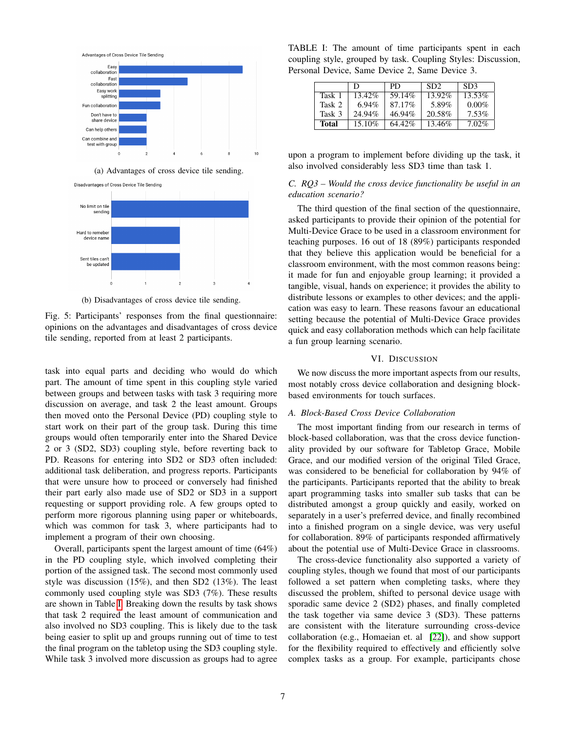(a) Advantages of cross device tile sending.

(b) Disadvantages of cross device tile sending.

Fig. 5: Participants' responses from the final questionnaire: opinions on the advantages and disadvantages of cross device tile sending, reported from at least 2 participants.

task into equal parts and deciding who would do which part. The amount of time spent in this coupling style varied between groups and between tasks with task 3 requiring more discussion on average, and task 2 the least amount. Groups then moved onto the Personal Device (PD) coupling style to start work on their part of the group task. During this time groups would often temporarily enter into the Shared Device 2 or 3 (SD2, SD3) coupling style, before reverting back to PD. Reasons for entering into SD2 or SD3 often included: additional task deliberation, and progress reports. Participants that were unsure how to proceed or conversely had finished their part early also made use of SD2 or SD3 in a support requesting or support providing role. A few groups opted to perform more rigorous planning using paper or whiteboards, which was common for task 3, where participants had to implement a program of their own choosing.

Overall, participants spent the largest amount of time (64%) in the PD coupling style, which involved completing their portion of the assigned task. The second most commonly used style was discussion (15%), and then SD2 (13%). The least commonly used coupling style was SD3 (7%). These results are shown in Table I. Breaking down the results by task shows that task 2 required the least amount of communication and also involved no SD3 coupling. This is likely due to the task being easier to split up and groups running out of time to test the final program on the tabletop using the SD3 coupling style. While task 3 involved more discussion as groups had to agree upon a program to implement before dividing up the task, it also involved considerably less SD3 time than task 1.

TABLE I: The amount of time participants spent in each coupling style, grouped by task. Coupling Styles: Discussion, Personal Device, Same Device 2, Same Device 3.

| | D | PD | SD2 | SD3 |
|---|---|---|---|---|
| Task 1 | 13.42% | 59.14% | 13.92% | 13.53% |
| Task 2 | 6.94% | 87.17% | 5.89% | 0.00% |
| Task 3 | 24.94% | 46.94% | 20.58% | 7.53% |
| **Total** | 15.10% | 64.42% | 13.46% | 7.02% |

### C. RQ3 – Would the cross device functionality be useful in an education scenario?

The third question of the final section of the questionnaire, asked participants to provide their opinion of the potential for Multi-Device Grace to be used in a classroom environment for teaching purposes. 16 out of 18 (89%) participants responded that they believe this application would be beneficial for a classroom environment, with the most common reasons being: it made for fun and enjoyable group learning; it provided a tangible, visual, hands on experience; it provides the ability to distribute lessons or examples to other devices; and the application was easy to learn. These reasons favour an educational setting because the potential of Multi-Device Grace provides quick and easy collaboration methods which can help facilitate a fun group learning scenario.

## VI. Discussion

We now discuss the more important aspects from our results, most notably cross device collaboration and designing block-based environments for touch surfaces.

### A. Block-Based Cross Device Collaboration

The most important finding from our research in terms of block-based collaboration, was that the cross device functionality provided by our software for Tabletop Grace, Mobile Grace, and our modified version of the original Tiled Grace, was considered to be beneficial for collaboration by 94% of the participants. Participants reported that the ability to break apart programming tasks into smaller sub tasks that can be distributed amongst a group quickly and easily, worked on separately in a user's preferred device, and finally recombined into a finished program on a single device, was very useful for collaboration. 89% of participants responded affirmatively about the potential use of Multi-Device Grace in classrooms.

The cross-device functionality also supported a variety of coupling styles, though we found that most of our participants followed a set pattern when completing tasks, where they discussed the problem, shifted to personal device usage with sporadic same device 2 (SD2) phases, and finally completed the task together via same device 3 (SD3). These patterns are consistent with the literature surrounding cross-device collaboration (e.g., Homaeian et. al [22]), and show support for the flexibility required to effectively and efficiently solve complex tasks as a group. For example, participants chose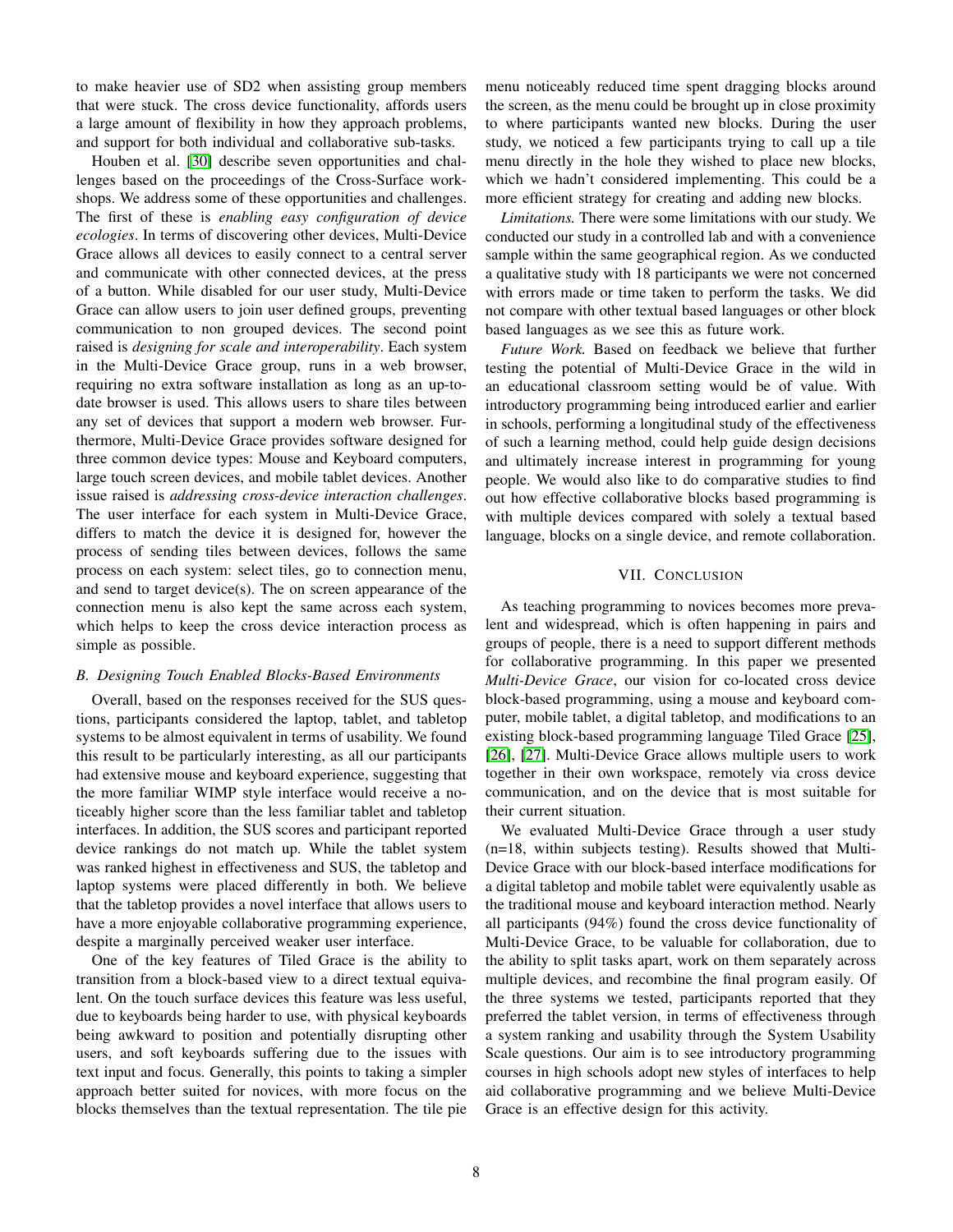to make heavier use of SD2 when assisting group members that were stuck. The cross device functionality, affords users a large amount of flexibility in how they approach problems, and support for both individual and collaborative sub-tasks.

Houben et al. [30] describe seven opportunities and challenges based on the proceedings of the Cross-Surface workshops. We address some of these opportunities and challenges. The first of these is *enabling easy configuration of device ecologies*. In terms of discovering other devices, Multi-Device Grace allows all devices to easily connect to a central server and communicate with other connected devices, at the press of a button. While disabled for our user study, Multi-Device Grace can allow users to join user defined groups, preventing communication to non grouped devices. The second point raised is *designing for scale and interoperability*. Each system in the Multi-Device Grace group, runs in a web browser, requiring no extra software installation as long as an up-to-date browser is used. This allows users to share tiles between any set of devices that support a modern web browser. Furthermore, Multi-Device Grace provides software designed for three common device types: Mouse and Keyboard computers, large touch screen devices, and mobile tablet devices. Another issue raised is *addressing cross-device interaction challenges*. The user interface for each system in Multi-Device Grace, differs to match the device it is designed for, however the process of sending tiles between devices, follows the same process on each system: select tiles, go to connection menu, and send to target device(s). The on screen appearance of the connection menu is also kept the same across each system, which helps to keep the cross device interaction process as simple as possible.

### B. Designing Touch Enabled Blocks-Based Environments

Overall, based on the responses received for the SUS questions, participants considered the laptop, tablet, and tabletop systems to be almost equivalent in terms of usability. We found this result to be particularly interesting, as all our participants had extensive mouse and keyboard experience, suggesting that the more familiar WIMP style interface would receive a noticeably higher score than the less familiar tablet and tabletop interfaces. In addition, the SUS scores and participant reported device rankings do not match up. While the tablet system was ranked highest in effectiveness and SUS, the tabletop and laptop systems were placed differently in both. We believe that the tabletop provides a novel interface that allows users to have a more enjoyable collaborative programming experience, despite a marginally perceived weaker user interface.

One of the key features of Tiled Grace is the ability to transition from a block-based view to a direct textual equivalent. On the touch surface devices this feature was less useful, due to keyboards being harder to use, with physical keyboards being awkward to position and potentially disrupting other users, and soft keyboards suffering due to the issues with text input and focus. Generally, this points to taking a simpler approach better suited for novices, with more focus on the blocks themselves than the textual representation. The tile pie menu noticeably reduced time spent dragging blocks around the screen, as the menu could be brought up in close proximity to where participants wanted new blocks. During the user study, we noticed a few participants trying to call up a tile menu directly in the hole they wished to place new blocks, which we hadn't considered implementing. This could be a more efficient strategy for creating and adding new blocks.

*Limitations.* There were some limitations with our study. We conducted our study in a controlled lab and with a convenience sample within the same geographical region. As we conducted a qualitative study with 18 participants we were not concerned with errors made or time taken to perform the tasks. We did not compare with other textual based languages or other block based languages as we see this as future work.

*Future Work.* Based on feedback we believe that further testing the potential of Multi-Device Grace in the wild in an educational classroom setting would be of value. With introductory programming being introduced earlier and earlier in schools, performing a longitudinal study of the effectiveness of such a learning method, could help guide design decisions and ultimately increase interest in programming for young people. We would also like to do comparative studies to find out how effective collaborative blocks based programming is with multiple devices compared with solely a textual based language, blocks on a single device, and remote collaboration.

## VII. Conclusion

As teaching programming to novices becomes more prevalent and widespread, which is often happening in pairs and groups of people, there is a need to support different methods for collaborative programming. In this paper we presented *Multi-Device Grace*, our vision for co-located cross device block-based programming, using a mouse and keyboard computer, mobile tablet, a digital tabletop, and modifications to an existing block-based programming language Tiled Grace [25], [26], [27]. Multi-Device Grace allows multiple users to work together in their own workspace, remotely via cross device communication, and on the device that is most suitable for their current situation.

We evaluated Multi-Device Grace through a user study (n=18, within subjects testing). Results showed that Multi-Device Grace with our block-based interface modifications for a digital tabletop and mobile tablet were equivalently usable as the traditional mouse and keyboard interaction method. Nearly all participants (94%) found the cross device functionality of Multi-Device Grace, to be valuable for collaboration, due to the ability to split tasks apart, work on them separately across multiple devices, and recombine the final program easily. Of the three systems we tested, participants reported that they preferred the tablet version, in terms of effectiveness through a system ranking and usability through the System Usability Scale questions. Our aim is to see introductory programming courses in high schools adopt new styles of interfaces to help aid collaborative programming and we believe Multi-Device Grace is an effective design for this activity.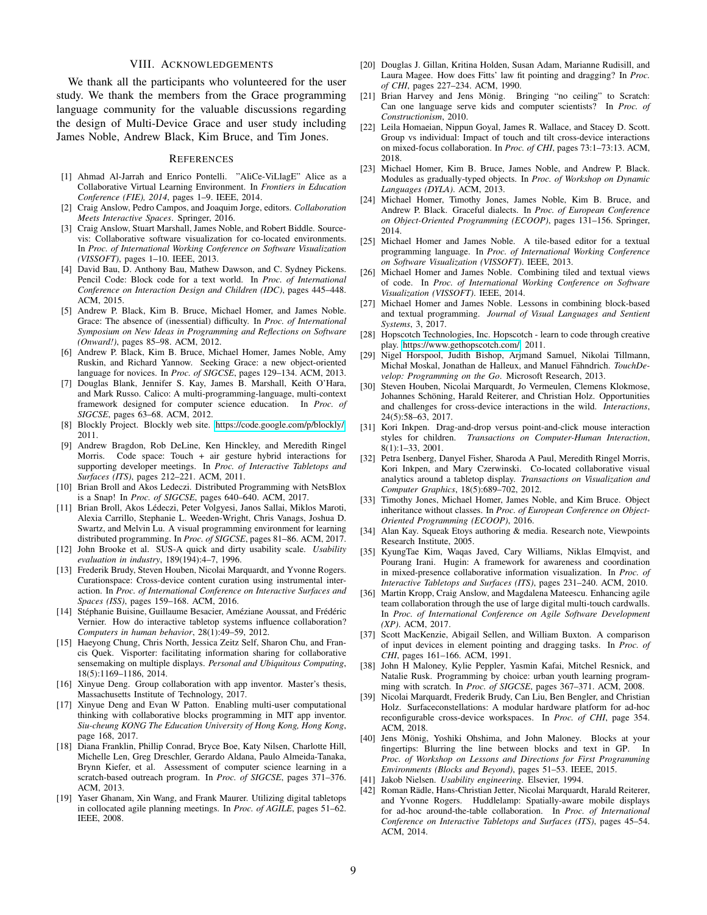## VIII. Acknowledgements

We thank all the participants who volunteered for the user study. We thank the members from the Grace programming language community for the valuable discussions regarding the design of Multi-Device Grace and user study including James Noble, Andrew Black, Kim Bruce, and Tim Jones.

## References

[1] Ahmad Al-Jarrah and Enrico Pontelli. "AliCe-ViLlagE" Alice as a Collaborative Virtual Learning Environment. In *Frontiers in Education Conference (FIE), 2014*, pages 1–9. IEEE, 2014.

[2] Craig Anslow, Pedro Campos, and Joaquim Jorge, editors. *Collaboration Meets Interactive Spaces*. Springer, 2016.

[3] Craig Anslow, Stuart Marshall, James Noble, and Robert Biddle. Sourcevis: Collaborative software visualization for co-located environments. In *Proc. of International Working Conference on Software Visualization (VISSOFT)*, pages 1–10. IEEE, 2013.

[4] David Bau, D. Anthony Bau, Mathew Dawson, and C. Sydney Pickens. Pencil Code: Block code for a text world. In *Proc. of International Conference on Interaction Design and Children (IDC)*, pages 445–448. ACM, 2015.

[5] Andrew P. Black, Kim B. Bruce, Michael Homer, and James Noble. Grace: The absence of (inessential) difficulty. In *Proc. of International Symposium on New Ideas in Programming and Reflections on Software (Onward!)*, pages 85–98. ACM, 2012.

[6] Andrew P. Black, Kim B. Bruce, Michael Homer, James Noble, Amy Ruskin, and Richard Yannow. Seeking Grace: a new object-oriented language for novices. In *Proc. of SIGCSE*, pages 129–134. ACM, 2013.

[7] Douglas Blank, Jennifer S. Kay, James B. Marshall, Keith O'Hara, and Mark Russo. Calico: A multi-programming-language, multi-context framework designed for computer science education. In *Proc. of SIGCSE*, pages 63–68. ACM, 2012.

[8] Blockly Project. Blockly web site. https://code.google.com/p/blockly/ 2011.

[9] Andrew Bragdon, Rob DeLine, Ken Hinckley, and Meredith Ringel Morris. Code space: Touch + air gesture hybrid interactions for supporting developer meetings. In *Proc. of Interactive Tabletops and Surfaces (ITS)*, pages 212–221. ACM, 2011.

[10] Brian Broll and Akos Ledeczi. Distributed Programming with NetsBlox is a Snap! In *Proc. of SIGCSE*, pages 640–640. ACM, 2017.

[11] Brian Broll, Akos Lédeczi, Peter Volgyesi, Janos Sallai, Miklos Maroti, Alexia Carrillo, Stephanie L. Weeden-Wright, Chris Vanags, Joshua D. Swartz, and Melvin Lu. A visual programming environment for learning distributed programming. In *Proc. of SIGCSE*, pages 81–86. ACM, 2017.

[12] John Brooke et al. SUS-A quick and dirty usability scale. *Usability evaluation in industry*, 189(194):4–7, 1996.

[13] Frederik Brudy, Steven Houben, Nicolai Marquardt, and Yvonne Rogers. Curationspace: Cross-device content curation using instrumental interaction. In *Proc. of International Conference on Interactive Surfaces and Spaces (ISS)*, pages 159–168. ACM, 2016.

[14] Stéphanie Buisine, Guillaume Besacier, Améziane Aoussat, and Frédéric Vernier. How do interactive tabletop systems influence collaboration? *Computers in human behavior*, 28(1):49–59, 2012.

[15] Haeyong Chung, Chris North, Jessica Zeitz Self, Sharon Chu, and Francis Quek. Visporter: facilitating information sharing for collaborative sensemaking on multiple displays. *Personal and Ubiquitous Computing*, 18(5):1169–1186, 2014.

[16] Xinyue Deng. Group collaboration with app inventor. Master's thesis, Massachusetts Institute of Technology, 2017.

[17] Xinyue Deng and Evan W Patton. Enabling multi-user computational thinking with collaborative blocks programming in MIT app inventor. *Siu-cheung KONG The Education University of Hong Kong, Hong Kong*, page 168, 2017.

[18] Diana Franklin, Phillip Conrad, Bryce Boe, Katy Nilsen, Charlotte Hill, Michelle Len, Greg Dreschler, Gerardo Aldana, Paulo Almeida-Tanaka, Brynn Kiefer, et al. Assessment of computer science learning in a scratch-based outreach program. In *Proc. of SIGCSE*, pages 371–376. ACM, 2013.

[19] Yaser Ghanam, Xin Wang, and Frank Maurer. Utilizing digital tabletops in collocated agile planning meetings. In *Proc. of AGILE*, pages 51–62. IEEE, 2008.

[20] Douglas J. Gillan, Kritina Holden, Susan Adam, Marianne Rudisill, and Laura Magee. How does Fitts' law fit pointing and dragging? In *Proc. of CHI*, pages 227–234. ACM, 1990.

[21] Brian Harvey and Jens Mönig. Bringing "no ceiling" to Scratch: Can one language serve kids and computer scientists? In *Proc. of Constructionism*, 2010.

[22] Leila Homaeian, Nippun Goyal, James R. Wallace, and Stacey D. Scott. Group vs individual: Impact of touch and tilt cross-device interactions on mixed-focus collaboration. In *Proc. of CHI*, pages 73:1–73:13. ACM, 2018.

[23] Michael Homer, Kim B. Bruce, James Noble, and Andrew P. Black. Modules as gradually-typed objects. In *Proc. of Workshop on Dynamic Languages (DYLA)*. ACM, 2013.

[24] Michael Homer, Timothy Jones, James Noble, Kim B. Bruce, and Andrew P. Black. Graceful dialects. In *Proc. of European Conference on Object-Oriented Programming (ECOOP)*, pages 131–156. Springer, 2014.

[25] Michael Homer and James Noble. A tile-based editor for a textual programming language. In *Proc. of International Working Conference on Software Visualization (VISSOFT)*. IEEE, 2013.

[26] Michael Homer and James Noble. Combining tiled and textual views of code. In *Proc. of International Working Conference on Software Visualization (VISSOFT)*. IEEE, 2014.

[27] Michael Homer and James Noble. Lessons in combining block-based and textual programming. *Journal of Visual Languages and Sentient Systems*, 3, 2017.

[28] Hopscotch Technologies, Inc. Hopscotch - learn to code through creative play. https://www.gethopscotch.com/ 2011.

[29] Nigel Horspool, Judith Bishop, Arjmand Samuel, Nikolai Tillmann, Michał Moskal, Jonathan de Halleux, and Manuel Fähndrich. *TouchDevelop: Programming on the Go*. Microsoft Research, 2013.

[30] Steven Houben, Nicolai Marquardt, Jo Vermeulen, Clemens Klokmose, Johannes Schöning, Harald Reiterer, and Christian Holz. Opportunities and challenges for cross-device interactions in the wild. *Interactions*, 24(5):58–63, 2017.

[31] Kori Inkpen. Drag-and-drop versus point-and-click mouse interaction styles for children. *Transactions on Computer-Human Interaction*, 8(1):1–33, 2001.

[32] Petra Isenberg, Danyel Fisher, Sharoda A Paul, Meredith Ringel Morris, Kori Inkpen, and Mary Czerwinski. Co-located collaborative visual analytics around a tabletop display. *Transactions on Visualization and Computer Graphics*, 18(5):689–702, 2012.

[33] Timothy Jones, Michael Homer, James Noble, and Kim Bruce. Object inheritance without classes. In *Proc. of European Conference on Object-Oriented Programming (ECOOP)*, 2016.

[34] Alan Kay. Squeak Etoys authoring & media. Research note, Viewpoints Research Institute, 2005.

[35] KyungTae Kim, Waqas Javed, Cary Williams, Niklas Elmqvist, and Pourang Irani. Hugin: A framework for awareness and coordination in mixed-presence collaborative information visualization. In *Proc. of Interactive Tabletops and Surfaces (ITS)*, pages 231–240. ACM, 2010.

[36] Martin Kropp, Craig Anslow, and Magdalena Mateescu. Enhancing agile team collaboration through the use of large digital multi-touch cardwalls. In *Proc. of International Conference on Agile Software Development (XP)*. ACM, 2017.

[37] Scott MacKenzie, Abigail Sellen, and William Buxton. A comparison of input devices in element pointing and dragging tasks. In *Proc. of CHI*, pages 161–166. ACM, 1991.

[38] John H Maloney, Kylie Peppler, Yasmin Kafai, Mitchel Resnick, and Natalie Rusk. Programming by choice: urban youth learning programming with scratch. In *Proc. of SIGCSE*, pages 367–371. ACM, 2008.

[39] Nicolai Marquardt, Frederik Brudy, Can Liu, Ben Bengler, and Christian Holz. Surfaceconstellations: A modular hardware platform for ad-hoc reconfigurable cross-device workspaces. In *Proc. of CHI*, page 354. ACM, 2018.

[40] Jens Mönig, Yoshiki Ohshima, and John Maloney. Blocks at your fingertips: Blurring the line between blocks and text in GP. In *Proc. of Workshop on Lessons and Directions for First Programming Environments (Blocks and Beyond)*, pages 51–53. IEEE, 2015.

[41] Jakob Nielsen. *Usability engineering*. Elsevier, 1994.

[42] Roman Rädle, Hans-Christian Jetter, Nicolai Marquardt, Harald Reiterer, and Yvonne Rogers. Huddlelamp: Spatially-aware mobile displays for ad-hoc around-the-table collaboration. In *Proc. of International Conference on Interactive Tabletops and Surfaces (ITS)*, pages 45–54. ACM, 2014.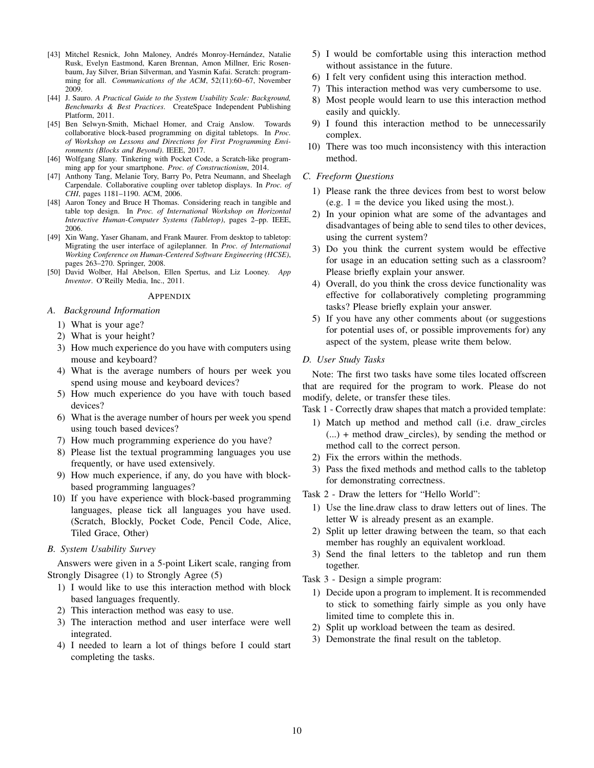[43] Mitchel Resnick, John Maloney, Andrés Monroy-Hernández, Natalie Rusk, Evelyn Eastmond, Karen Brennan, Amon Millner, Eric Rosenbaum, Jay Silver, Brian Silverman, and Yasmin Kafai. Scratch: programming for all. *Communications of the ACM*, 52(11):60–67, November 2009.

[44] J. Sauro. *A Practical Guide to the System Usability Scale: Background, Benchmarks & Best Practices*. CreateSpace Independent Publishing Platform, 2011.

[45] Ben Selwyn-Smith, Michael Homer, and Craig Anslow. Towards collaborative block-based programming on digital tabletops. In *Proc. of Workshop on Lessons and Directions for First Programming Environments (Blocks and Beyond)*. IEEE, 2017.

[46] Wolfgang Slany. Tinkering with Pocket Code, a Scratch-like programming app for your smartphone. *Proc. of Constructionism*, 2014.

[47] Anthony Tang, Melanie Tory, Barry Po, Petra Neumann, and Sheelagh Carpendale. Collaborative coupling over tabletop displays. In *Proc. of CHI*, pages 1181–1190. ACM, 2006.

[48] Aaron Toney and Bruce H Thomas. Considering reach in tangible and table top design. In *Proc. of International Workshop on Horizontal Interactive Human-Computer Systems (Tabletop)*, pages 2–pp. IEEE, 2006.

[49] Xin Wang, Yaser Ghanam, and Frank Maurer. From desktop to tabletop: Migrating the user interface of agileplanner. In *Proc. of International Working Conference on Human-Centered Software Engineering (HCSE)*, pages 263–270. Springer, 2008.

[50] David Wolber, Hal Abelson, Ellen Spertus, and Liz Looney. *App Inventor*. O'Reilly Media, Inc., 2011.

## Appendix

### A. Background Information

1) What is your age?
2) What is your height?
3) How much experience do you have with computers using mouse and keyboard?
4) What is the average numbers of hours per week you spend using mouse and keyboard devices?
5) How much experience do you have with touch based devices?
6) What is the average number of hours per week you spend using touch based devices?
7) How much programming experience do you have?
8) Please list the textual programming languages you use frequently, or have used extensively.
9) How much experience, if any, do you have with block-based programming languages?
10) If you have experience with block-based programming languages, please tick all languages you have used. (Scratch, Blockly, Pocket Code, Pencil Code, Alice, Tiled Grace, Other)

### B. System Usability Survey

Answers were given in a 5-point Likert scale, ranging from Strongly Disagree (1) to Strongly Agree (5)

1) I would like to use this interaction method with block based languages frequently.
2) This interaction method was easy to use.
3) The interaction method and user interface were well integrated.
4) I needed to learn a lot of things before I could start completing the tasks.
5) I would be comfortable using this interaction method without assistance in the future.
6) I felt very confident using this interaction method.
7) This interaction method was very cumbersome to use.
8) Most people would learn to use this interaction method easily and quickly.
9) I found this interaction method to be unnecessarily complex.
10) There was too much inconsistency with this interaction method.

### C. Freeform Questions

1) Please rank the three devices from best to worst below (e.g. 1 = the device you liked using the most.).
2) In your opinion what are some of the advantages and disadvantages of being able to send tiles to other devices, using the current system?
3) Do you think the current system would be effective for usage in an education setting such as a classroom? Please briefly explain your answer.
4) Overall, do you think the cross device functionality was effective for collaboratively completing programming tasks? Please briefly explain your answer.
5) If you have any other comments about (or suggestions for potential uses of, or possible improvements for) any aspect of the system, please write them below.

### D. User Study Tasks

Note: The first two tasks have some tiles located offscreen that are required for the program to work. Please do not modify, delete, or transfer these tiles.

Task 1 - Correctly draw shapes that match a provided template:

1) Match up method and method call (i.e. draw_circles (...) + method draw_circles), by sending the method or method call to the correct person.
2) Fix the errors within the methods.
3) Pass the fixed methods and method calls to the tabletop for demonstrating correctness.

Task 2 - Draw the letters for "Hello World":

1) Use the line.draw class to draw letters out of lines. The letter W is already present as an example.
2) Split up letter drawing between the team, so that each member has roughly an equivalent workload.
3) Send the final letters to the tabletop and run them together.

Task 3 - Design a simple program:

1) Decide upon a program to implement. It is recommended to stick to something fairly simple as you only have limited time to complete this in.
2) Split up workload between the team as desired.
3) Demonstrate the final result on the tabletop.